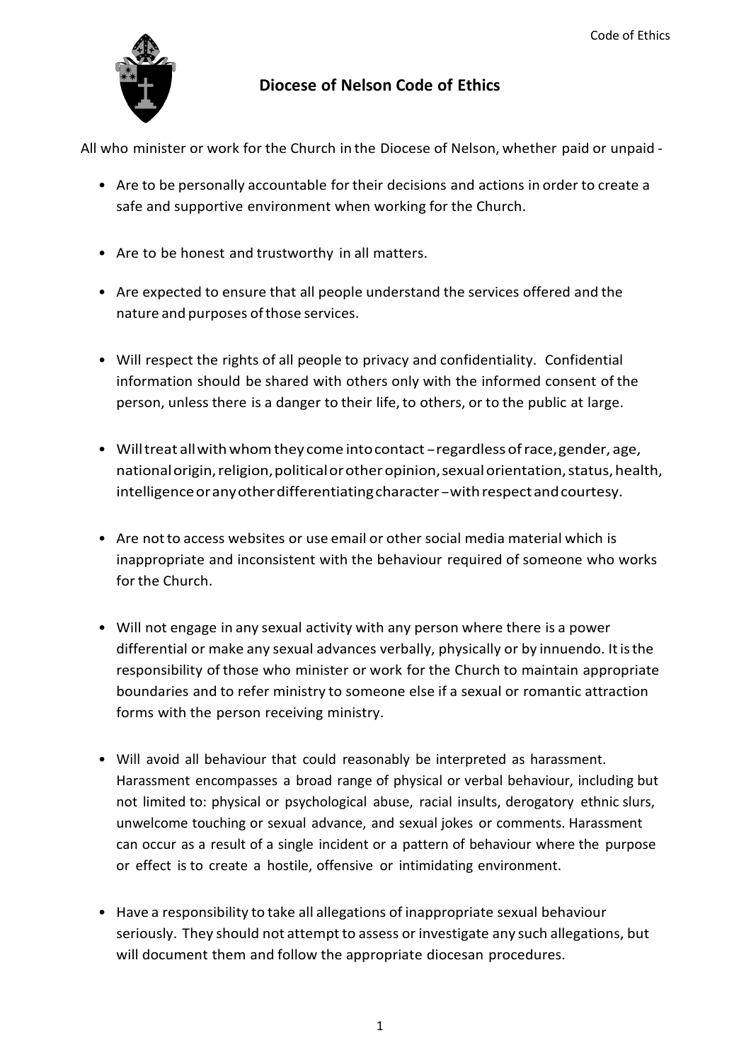# Diocese of Nelson Code of Ethics

All who minister or work for the Church in the Diocese of Nelson, whether paid or unpaid -

- Are to be personally accountable for their decisions and actions in order to create a safe and supportive environment when working for the Church.
- Are to be honest and trustworthy in all matters.
- Are expected to ensure that all people understand the services offered and the nature and purposes of those services.
- Will respect the rights of all people to privacy and confidentiality. Confidential information should be shared with others only with the informed consent of the person, unless there is a danger to their life, to others, or to the public at large.
- Will treat all with whom they come into contact – regardless of race, gender, age, national origin, religion, political or other opinion, sexual orientation, status, health, intelligence or any other differentiating character – with respect and courtesy.
- Are not to access websites or use email or other social media material which is inappropriate and inconsistent with the behaviour required of someone who works for the Church.
- Will not engage in any sexual activity with any person where there is a power differential or make any sexual advances verbally, physically or by innuendo. It is the responsibility of those who minister or work for the Church to maintain appropriate boundaries and to refer ministry to someone else if a sexual or romantic attraction forms with the person receiving ministry.
- Will avoid all behaviour that could reasonably be interpreted as harassment. Harassment encompasses a broad range of physical or verbal behaviour, including but not limited to: physical or psychological abuse, racial insults, derogatory ethnic slurs, unwelcome touching or sexual advance, and sexual jokes or comments. Harassment can occur as a result of a single incident or a pattern of behaviour where the purpose or effect is to create a hostile, offensive or intimidating environment.
- Have a responsibility to take all allegations of inappropriate sexual behaviour seriously. They should not attempt to assess or investigate any such allegations, but will document them and follow the appropriate diocesan procedures.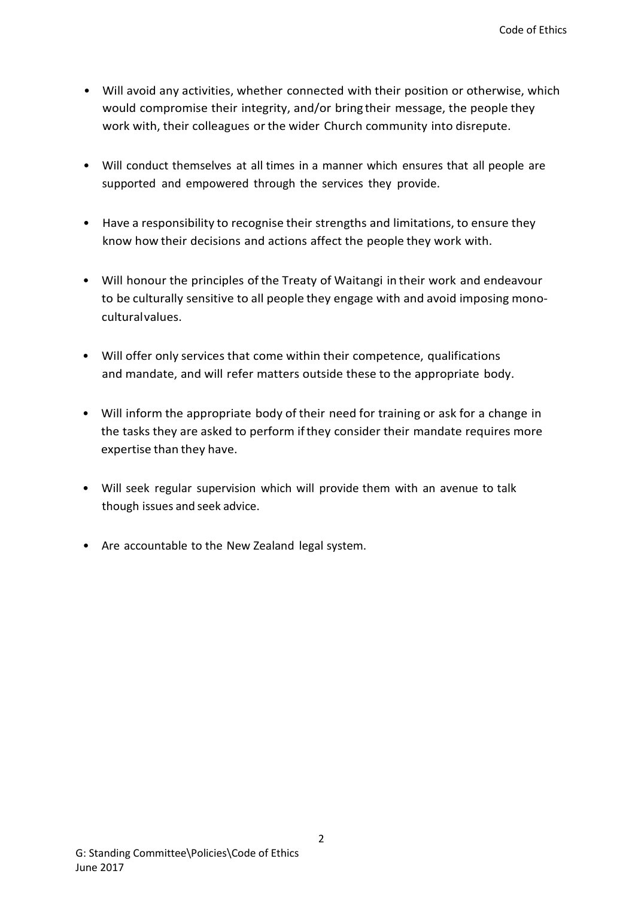- Will avoid any activities, whether connected with their position or otherwise, which would compromise their integrity, and/or bring their message, the people they work with, their colleagues or the wider Church community into disrepute.

- Will conduct themselves at all times in a manner which ensures that all people are supported and empowered through the services they provide.

- Have a responsibility to recognise their strengths and limitations, to ensure they know how their decisions and actions affect the people they work with.

- Will honour the principles of the Treaty of Waitangi in their work and endeavour to be culturally sensitive to all people they engage with and avoid imposing mono-cultural values.

- Will offer only services that come within their competence, qualifications and mandate, and will refer matters outside these to the appropriate body.

- Will inform the appropriate body of their need for training or ask for a change in the tasks they are asked to perform if they consider their mandate requires more expertise than they have.

- Will seek regular supervision which will provide them with an avenue to talk though issues and seek advice.

- Are accountable to the New Zealand legal system.